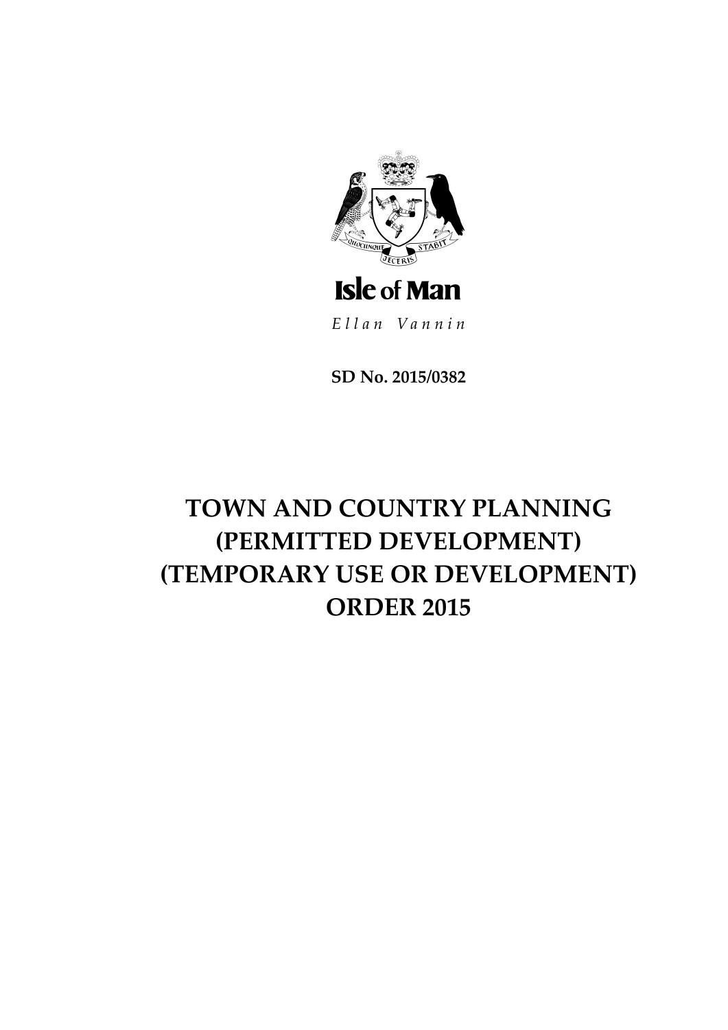Isle of Man

*Ellan Vannin*

**SD No. 2015/0382**

# TOWN AND COUNTRY PLANNING (PERMITTED DEVELOPMENT) (TEMPORARY USE OR DEVELOPMENT) ORDER 2015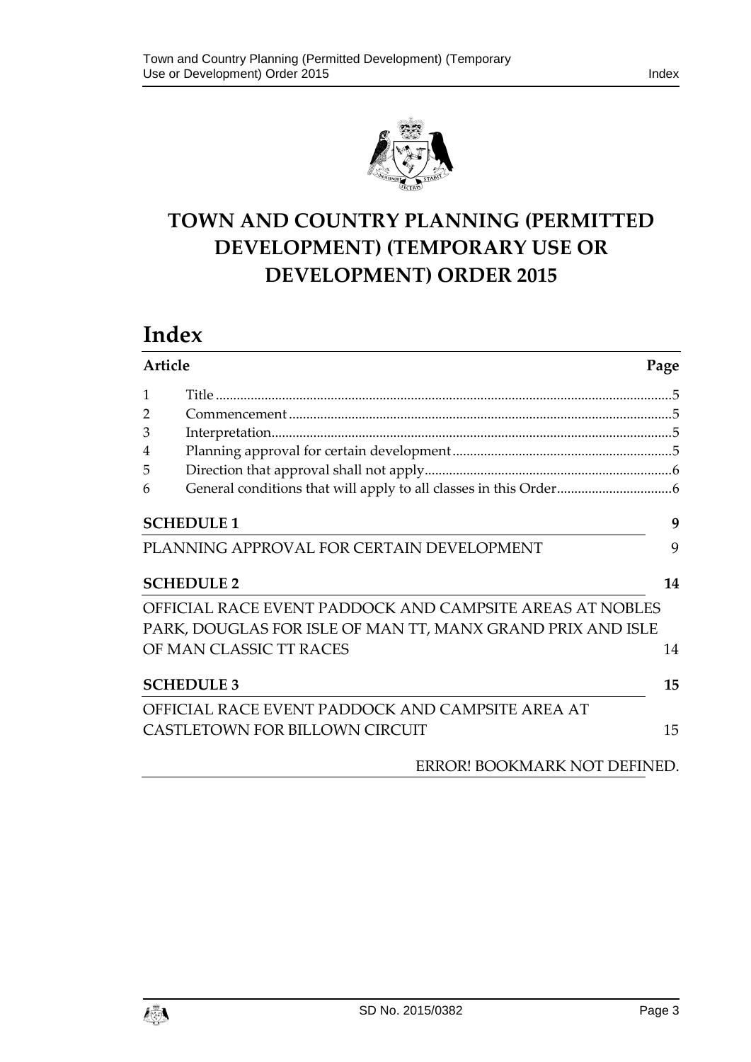# TOWN AND COUNTRY PLANNING (PERMITTED DEVELOPMENT) (TEMPORARY USE OR DEVELOPMENT) ORDER 2015

## Index

| Article | | Page |
| --- | --- | --- |
| 1 | Title | 5 |
| 2 | Commencement | 5 |
| 3 | Interpretation | 5 |
| 4 | Planning approval for certain development | 5 |
| 5 | Direction that approval shall not apply | 6 |
| 6 | General conditions that will apply to all classes in this Order | 6 |

**SCHEDULE 1** — 9

PLANNING APPROVAL FOR CERTAIN DEVELOPMENT — 9

**SCHEDULE 2** — 14

OFFICIAL RACE EVENT PADDOCK AND CAMPSITE AREAS AT NOBLES PARK, DOUGLAS FOR ISLE OF MAN TT, MANX GRAND PRIX AND ISLE OF MAN CLASSIC TT RACES — 14

**SCHEDULE 3** — 15

OFFICIAL RACE EVENT PADDOCK AND CAMPSITE AREA AT CASTLETOWN FOR BILLOWN CIRCUIT — 15

ERROR! BOOKMARK NOT DEFINED.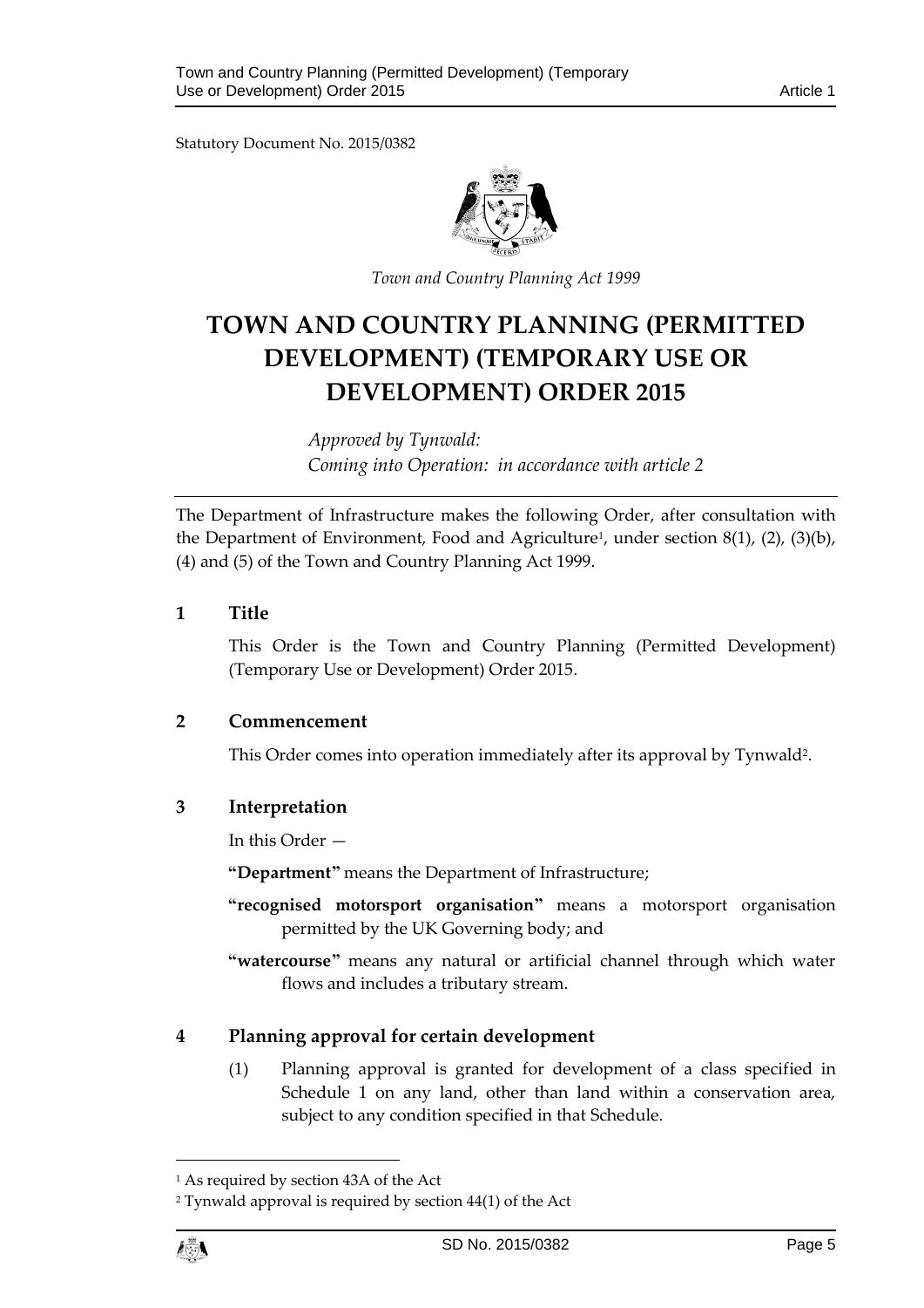Statutory Document No. 2015/0382

*Town and Country Planning Act 1999*

# TOWN AND COUNTRY PLANNING (PERMITTED DEVELOPMENT) (TEMPORARY USE OR DEVELOPMENT) ORDER 2015

*Approved by Tynwald:*
*Coming into Operation: in accordance with article 2*

The Department of Infrastructure makes the following Order, after consultation with the Department of Environment, Food and Agriculture[1], under section 8(1), (2), (3)(b), (4) and (5) of the Town and Country Planning Act 1999.

## 1 Title

This Order is the Town and Country Planning (Permitted Development) (Temporary Use or Development) Order 2015.

## 2 Commencement

This Order comes into operation immediately after its approval by Tynwald[2].

## 3 Interpretation

In this Order —

**"Department"** means the Department of Infrastructure;

**"recognised motorsport organisation"** means a motorsport organisation permitted by the UK Governing body; and

**"watercourse"** means any natural or artificial channel through which water flows and includes a tributary stream.

## 4 Planning approval for certain development

(1) Planning approval is granted for development of a class specified in Schedule 1 on any land, other than land within a conservation area, subject to any condition specified in that Schedule.

[1] As required by section 43A of the Act

[2] Tynwald approval is required by section 44(1) of the Act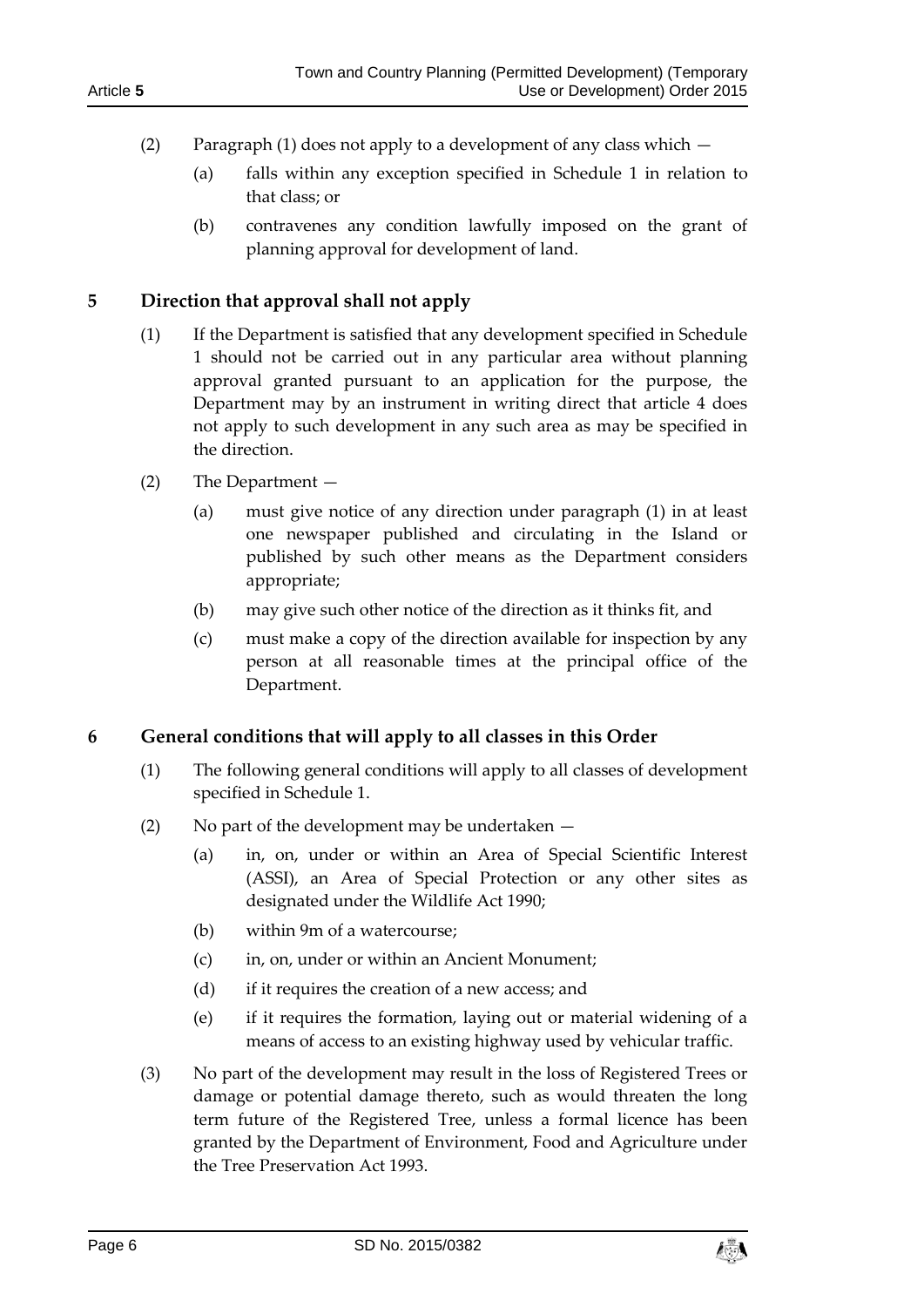(2) Paragraph (1) does not apply to a development of any class which —

(a) falls within any exception specified in Schedule 1 in relation to that class; or

(b) contravenes any condition lawfully imposed on the grant of planning approval for development of land.

## 5 Direction that approval shall not apply

(1) If the Department is satisfied that any development specified in Schedule 1 should not be carried out in any particular area without planning approval granted pursuant to an application for the purpose, the Department may by an instrument in writing direct that article 4 does not apply to such development in any such area as may be specified in the direction.

(2) The Department —

(a) must give notice of any direction under paragraph (1) in at least one newspaper published and circulating in the Island or published by such other means as the Department considers appropriate;

(b) may give such other notice of the direction as it thinks fit, and

(c) must make a copy of the direction available for inspection by any person at all reasonable times at the principal office of the Department.

## 6 General conditions that will apply to all classes in this Order

(1) The following general conditions will apply to all classes of development specified in Schedule 1.

(2) No part of the development may be undertaken —

(a) in, on, under or within an Area of Special Scientific Interest (ASSI), an Area of Special Protection or any other sites as designated under the Wildlife Act 1990;

(b) within 9m of a watercourse;

(c) in, on, under or within an Ancient Monument;

(d) if it requires the creation of a new access; and

(e) if it requires the formation, laying out or material widening of a means of access to an existing highway used by vehicular traffic.

(3) No part of the development may result in the loss of Registered Trees or damage or potential damage thereto, such as would threaten the long term future of the Registered Tree, unless a formal licence has been granted by the Department of Environment, Food and Agriculture under the Tree Preservation Act 1993.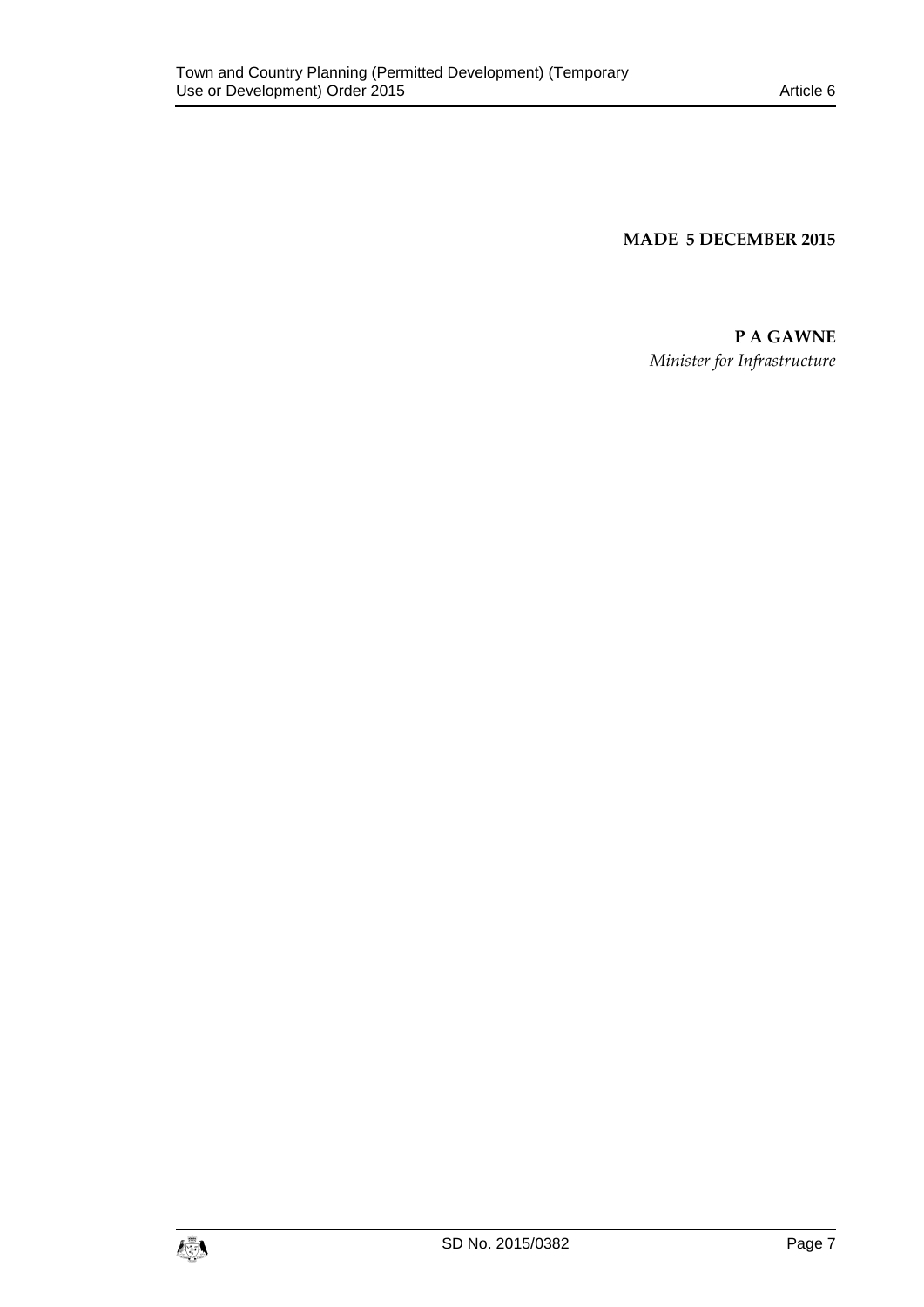**MADE 5 DECEMBER 2015**

**P A GAWNE**

*Minister for Infrastructure*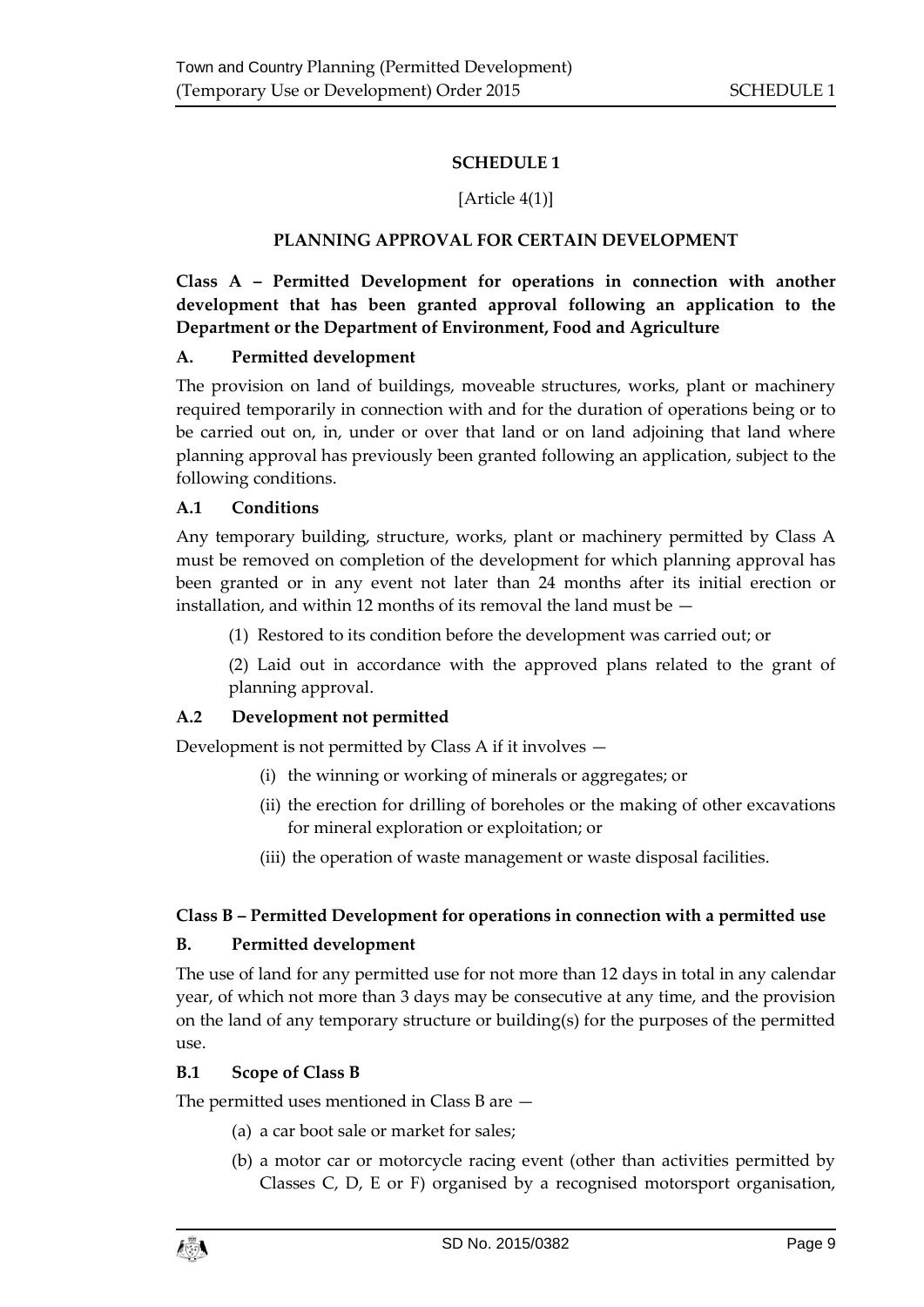# SCHEDULE 1

[Article 4(1)]

## PLANNING APPROVAL FOR CERTAIN DEVELOPMENT

### Class A – Permitted Development for operations in connection with another development that has been granted approval following an application to the Department or the Department of Environment, Food and Agriculture

**A. Permitted development**

The provision on land of buildings, moveable structures, works, plant or machinery required temporarily in connection with and for the duration of operations being or to be carried out on, in, under or over that land or on land adjoining that land where planning approval has previously been granted following an application, subject to the following conditions.

**A.1 Conditions**

Any temporary building, structure, works, plant or machinery permitted by Class A must be removed on completion of the development for which planning approval has been granted or in any event not later than 24 months after its initial erection or installation, and within 12 months of its removal the land must be —

(1) Restored to its condition before the development was carried out; or

(2) Laid out in accordance with the approved plans related to the grant of planning approval.

**A.2 Development not permitted**

Development is not permitted by Class A if it involves —

(i) the winning or working of minerals or aggregates; or

(ii) the erection for drilling of boreholes or the making of other excavations for mineral exploration or exploitation; or

(iii) the operation of waste management or waste disposal facilities.

### Class B – Permitted Development for operations in connection with a permitted use

**B. Permitted development**

The use of land for any permitted use for not more than 12 days in total in any calendar year, of which not more than 3 days may be consecutive at any time, and the provision on the land of any temporary structure or building(s) for the purposes of the permitted use.

**B.1 Scope of Class B**

The permitted uses mentioned in Class B are —

(a) a car boot sale or market for sales;

(b) a motor car or motorcycle racing event (other than activities permitted by Classes C, D, E or F) organised by a recognised motorsport organisation,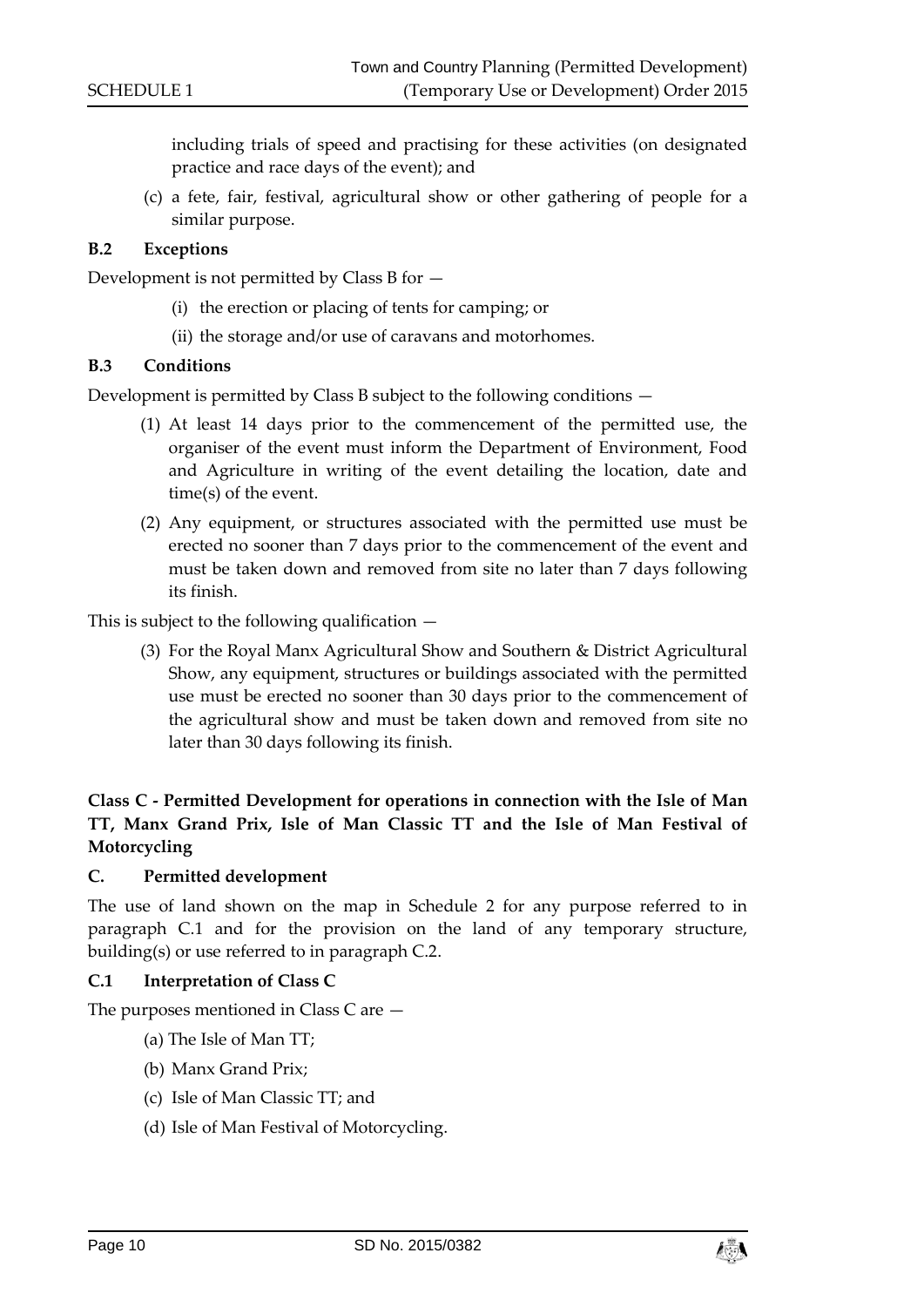including trials of speed and practising for these activities (on designated practice and race days of the event); and

(c) a fete, fair, festival, agricultural show or other gathering of people for a similar purpose.

**B.2 Exceptions**

Development is not permitted by Class B for —

(i) the erection or placing of tents for camping; or

(ii) the storage and/or use of caravans and motorhomes.

**B.3 Conditions**

Development is permitted by Class B subject to the following conditions —

(1) At least 14 days prior to the commencement of the permitted use, the organiser of the event must inform the Department of Environment, Food and Agriculture in writing of the event detailing the location, date and time(s) of the event.

(2) Any equipment, or structures associated with the permitted use must be erected no sooner than 7 days prior to the commencement of the event and must be taken down and removed from site no later than 7 days following its finish.

This is subject to the following qualification —

(3) For the Royal Manx Agricultural Show and Southern & District Agricultural Show, any equipment, structures or buildings associated with the permitted use must be erected no sooner than 30 days prior to the commencement of the agricultural show and must be taken down and removed from site no later than 30 days following its finish.

**Class C - Permitted Development for operations in connection with the Isle of Man TT, Manx Grand Prix, Isle of Man Classic TT and the Isle of Man Festival of Motorcycling**

**C. Permitted development**

The use of land shown on the map in Schedule 2 for any purpose referred to in paragraph C.1 and for the provision on the land of any temporary structure, building(s) or use referred to in paragraph C.2.

**C.1 Interpretation of Class C**

The purposes mentioned in Class C are —

(a) The Isle of Man TT;

(b) Manx Grand Prix;

(c) Isle of Man Classic TT; and

(d) Isle of Man Festival of Motorcycling.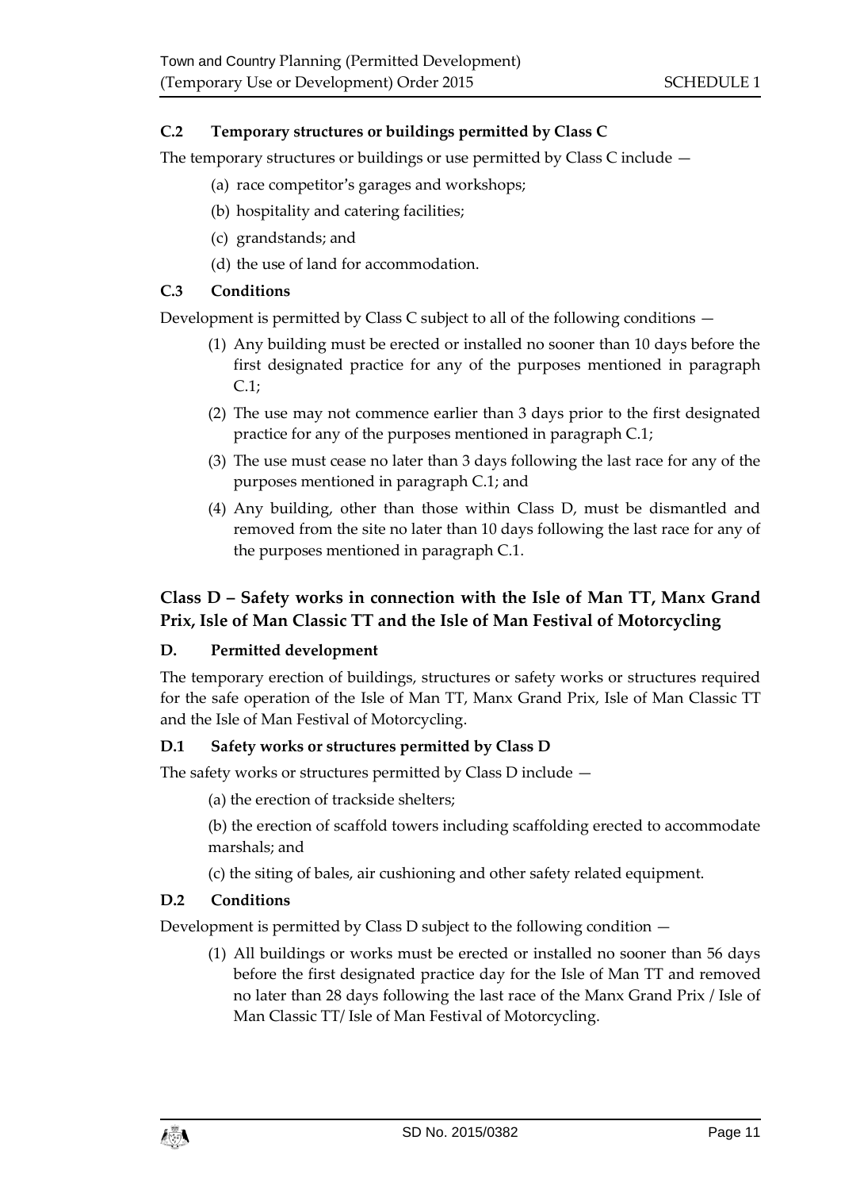### C.2 Temporary structures or buildings permitted by Class C

The temporary structures or buildings or use permitted by Class C include —

(a) race competitor's garages and workshops;

(b) hospitality and catering facilities;

(c) grandstands; and

(d) the use of land for accommodation.

### C.3 Conditions

Development is permitted by Class C subject to all of the following conditions —

(1) Any building must be erected or installed no sooner than 10 days before the first designated practice for any of the purposes mentioned in paragraph C.1;

(2) The use may not commence earlier than 3 days prior to the first designated practice for any of the purposes mentioned in paragraph C.1;

(3) The use must cease no later than 3 days following the last race for any of the purposes mentioned in paragraph C.1; and

(4) Any building, other than those within Class D, must be dismantled and removed from the site no later than 10 days following the last race for any of the purposes mentioned in paragraph C.1.

## Class D – Safety works in connection with the Isle of Man TT, Manx Grand Prix, Isle of Man Classic TT and the Isle of Man Festival of Motorcycling

### D. Permitted development

The temporary erection of buildings, structures or safety works or structures required for the safe operation of the Isle of Man TT, Manx Grand Prix, Isle of Man Classic TT and the Isle of Man Festival of Motorcycling.

### D.1 Safety works or structures permitted by Class D

The safety works or structures permitted by Class D include —

(a) the erection of trackside shelters;

(b) the erection of scaffold towers including scaffolding erected to accommodate marshals; and

(c) the siting of bales, air cushioning and other safety related equipment.

### D.2 Conditions

Development is permitted by Class D subject to the following condition —

(1) All buildings or works must be erected or installed no sooner than 56 days before the first designated practice day for the Isle of Man TT and removed no later than 28 days following the last race of the Manx Grand Prix / Isle of Man Classic TT/ Isle of Man Festival of Motorcycling.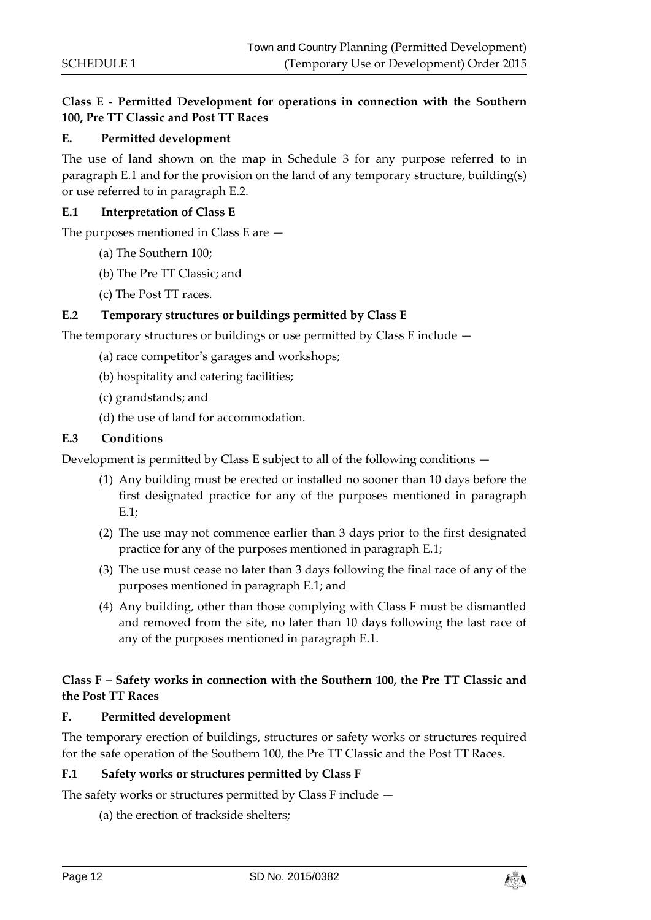**Class E - Permitted Development for operations in connection with the Southern 100, Pre TT Classic and Post TT Races**

**E. Permitted development**

The use of land shown on the map in Schedule 3 for any purpose referred to in paragraph E.1 and for the provision on the land of any temporary structure, building(s) or use referred to in paragraph E.2.

**E.1 Interpretation of Class E**

The purposes mentioned in Class E are —

(a) The Southern 100;

(b) The Pre TT Classic; and

(c) The Post TT races.

**E.2 Temporary structures or buildings permitted by Class E**

The temporary structures or buildings or use permitted by Class E include —

(a) race competitor's garages and workshops;

(b) hospitality and catering facilities;

(c) grandstands; and

(d) the use of land for accommodation.

**E.3 Conditions**

Development is permitted by Class E subject to all of the following conditions —

(1) Any building must be erected or installed no sooner than 10 days before the first designated practice for any of the purposes mentioned in paragraph E.1;

(2) The use may not commence earlier than 3 days prior to the first designated practice for any of the purposes mentioned in paragraph E.1;

(3) The use must cease no later than 3 days following the final race of any of the purposes mentioned in paragraph E.1; and

(4) Any building, other than those complying with Class F must be dismantled and removed from the site, no later than 10 days following the last race of any of the purposes mentioned in paragraph E.1.

**Class F – Safety works in connection with the Southern 100, the Pre TT Classic and the Post TT Races**

**F. Permitted development**

The temporary erection of buildings, structures or safety works or structures required for the safe operation of the Southern 100, the Pre TT Classic and the Post TT Races.

**F.1 Safety works or structures permitted by Class F**

The safety works or structures permitted by Class F include —

(a) the erection of trackside shelters;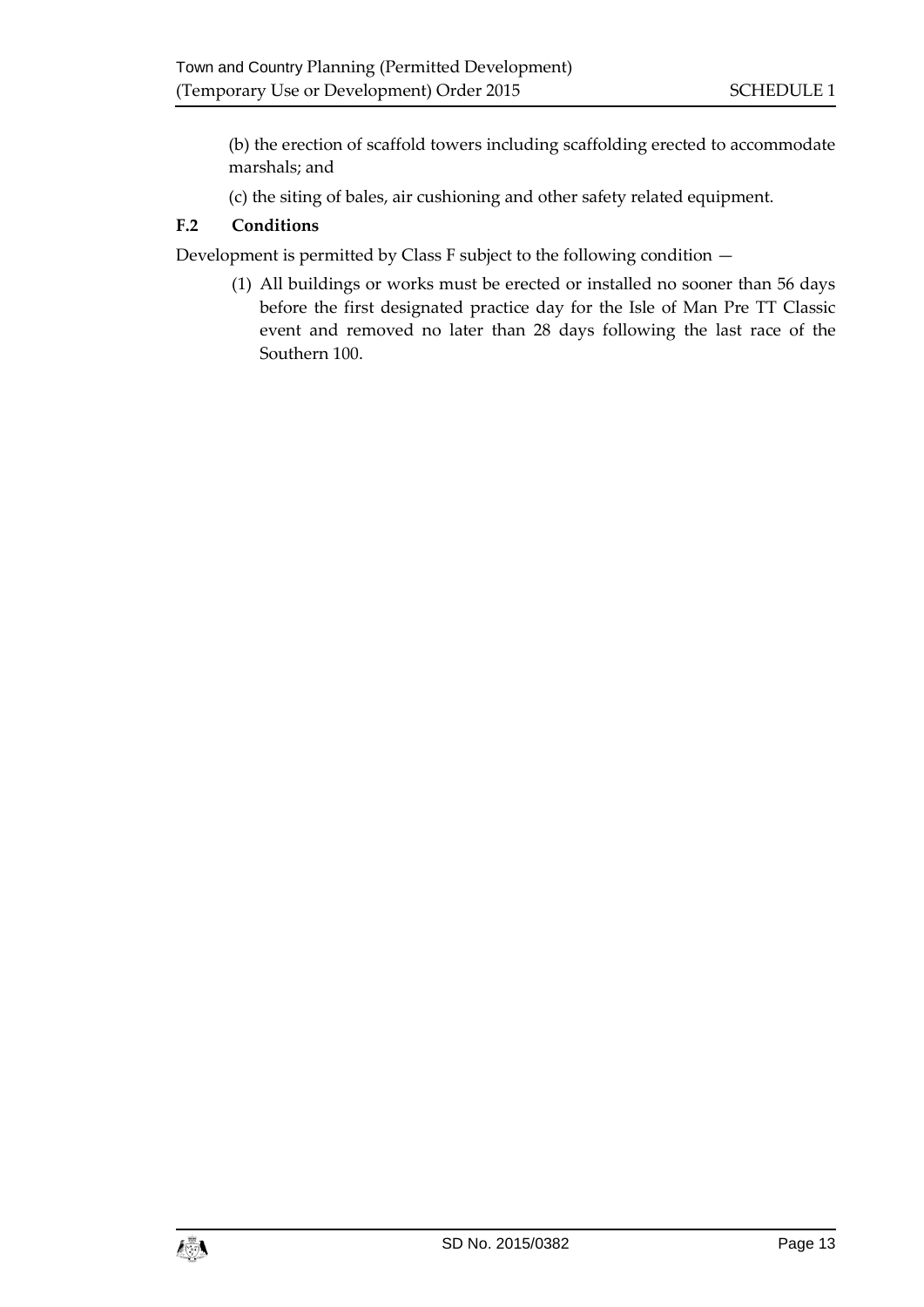(b) the erection of scaffold towers including scaffolding erected to accommodate marshals; and

(c) the siting of bales, air cushioning and other safety related equipment.

**F.2 Conditions**

Development is permitted by Class F subject to the following condition —

(1) All buildings or works must be erected or installed no sooner than 56 days before the first designated practice day for the Isle of Man Pre TT Classic event and removed no later than 28 days following the last race of the Southern 100.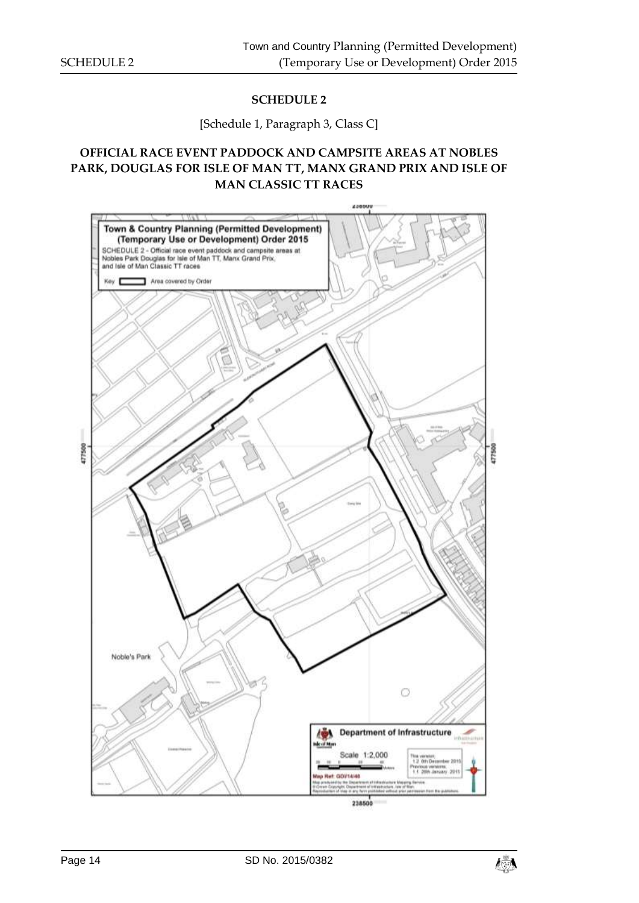## SCHEDULE 2

[Schedule 1, Paragraph 3, Class C]

### OFFICIAL RACE EVENT PADDOCK AND CAMPSITE AREAS AT NOBLES PARK, DOUGLAS FOR ISLE OF MAN TT, MANX GRAND PRIX AND ISLE OF MAN CLASSIC TT RACES

**Town & Country Planning (Permitted Development) (Temporary Use or Development) Order 2015**

SCHEDULE 2 - Official race event paddock and campsite areas at Nobles Park Douglas for Isle of Man TT, Manx Grand Prix, and Isle of Man Classic TT races

Key: Area covered by Order

Noble's Park

Department of Infrastructure

Scale 1:2,000

This version: 1.2 8th December 2015
Previous versions: 1.1 20th January 2015

Map Ref: GDI/14/46

Map produced by the Department of Infrastructure Mapping Service. © Crown Copyright, Department of Infrastructure, Isle of Man. Reproduction of map in any form prohibited without prior permission from the publishers.

238500

477500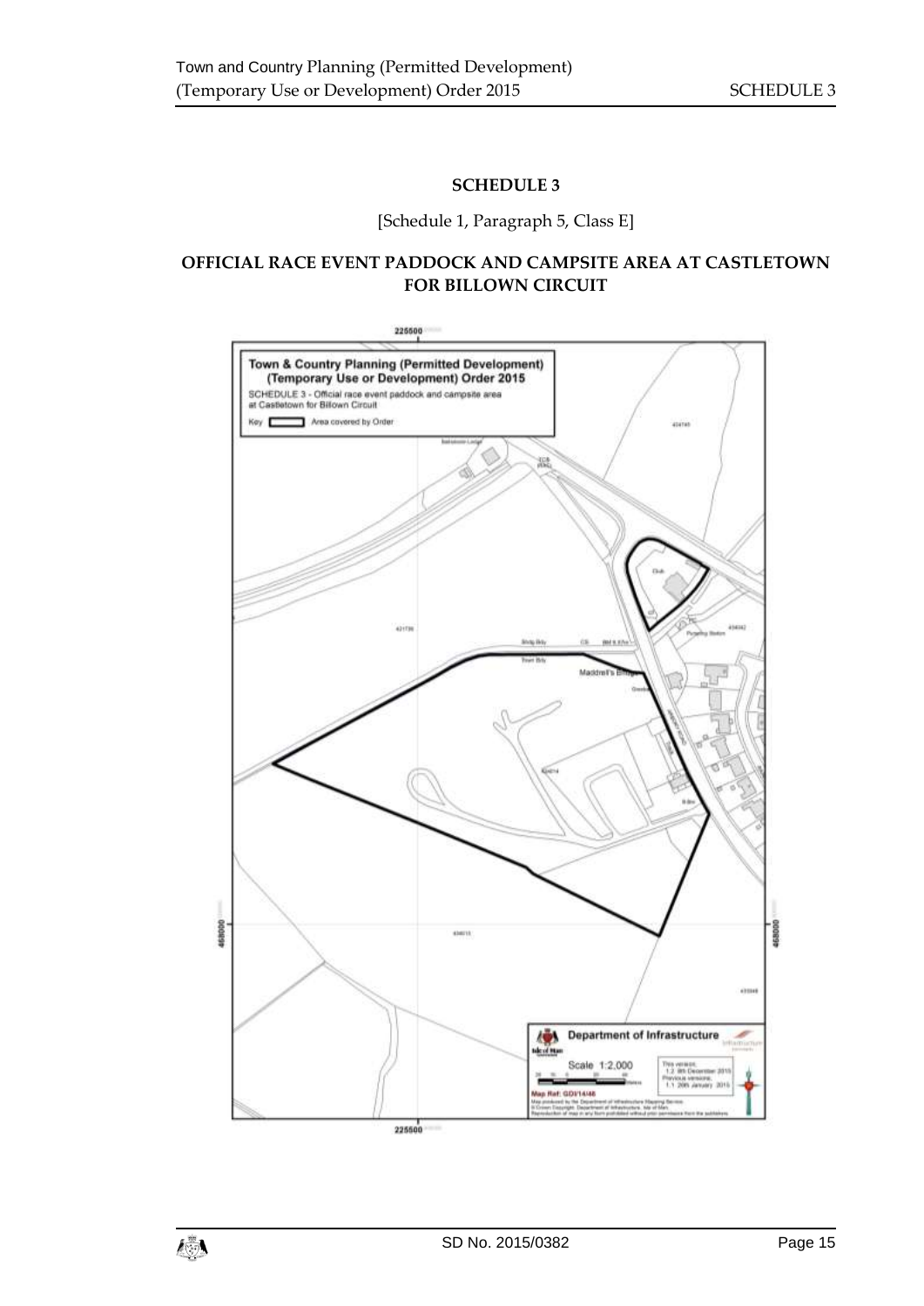## SCHEDULE 3

[Schedule 1, Paragraph 5, Class E]

## OFFICIAL RACE EVENT PADDOCK AND CAMPSITE AREA AT CASTLETOWN FOR BILLOWN CIRCUIT

Town & Country Planning (Permitted Development) (Temporary Use or Development) Order 2015

SCHEDULE 3 - Official race event paddock and campsite area at Castletown for Billown Circuit

Key: Area covered by Order

Department of Infrastructure

Scale 1:2,000

Map Ref: GD/14/48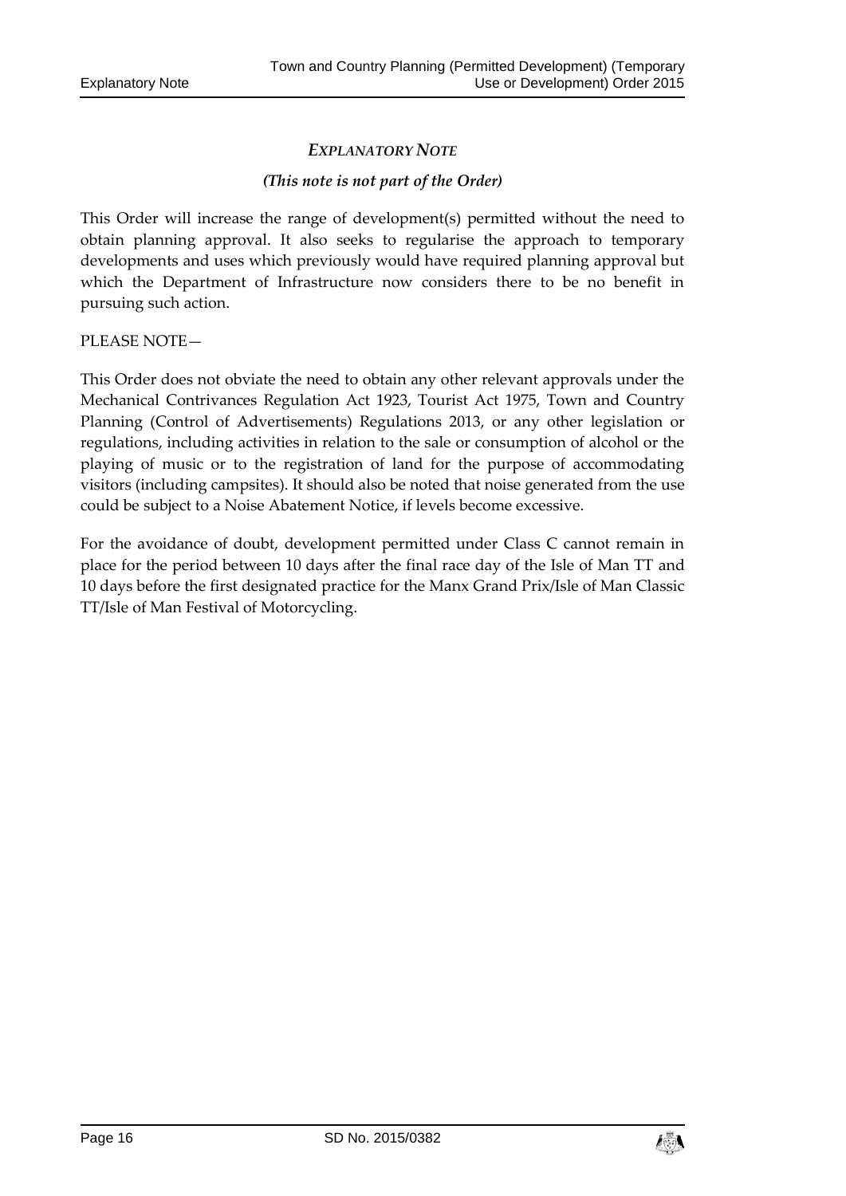## *EXPLANATORY NOTE*

***(This note is not part of the Order)***

This Order will increase the range of development(s) permitted without the need to obtain planning approval. It also seeks to regularise the approach to temporary developments and uses which previously would have required planning approval but which the Department of Infrastructure now considers there to be no benefit in pursuing such action.

PLEASE NOTE—

This Order does not obviate the need to obtain any other relevant approvals under the Mechanical Contrivances Regulation Act 1923, Tourist Act 1975, Town and Country Planning (Control of Advertisements) Regulations 2013, or any other legislation or regulations, including activities in relation to the sale or consumption of alcohol or the playing of music or to the registration of land for the purpose of accommodating visitors (including campsites). It should also be noted that noise generated from the use could be subject to a Noise Abatement Notice, if levels become excessive.

For the avoidance of doubt, development permitted under Class C cannot remain in place for the period between 10 days after the final race day of the Isle of Man TT and 10 days before the first designated practice for the Manx Grand Prix/Isle of Man Classic TT/Isle of Man Festival of Motorcycling.